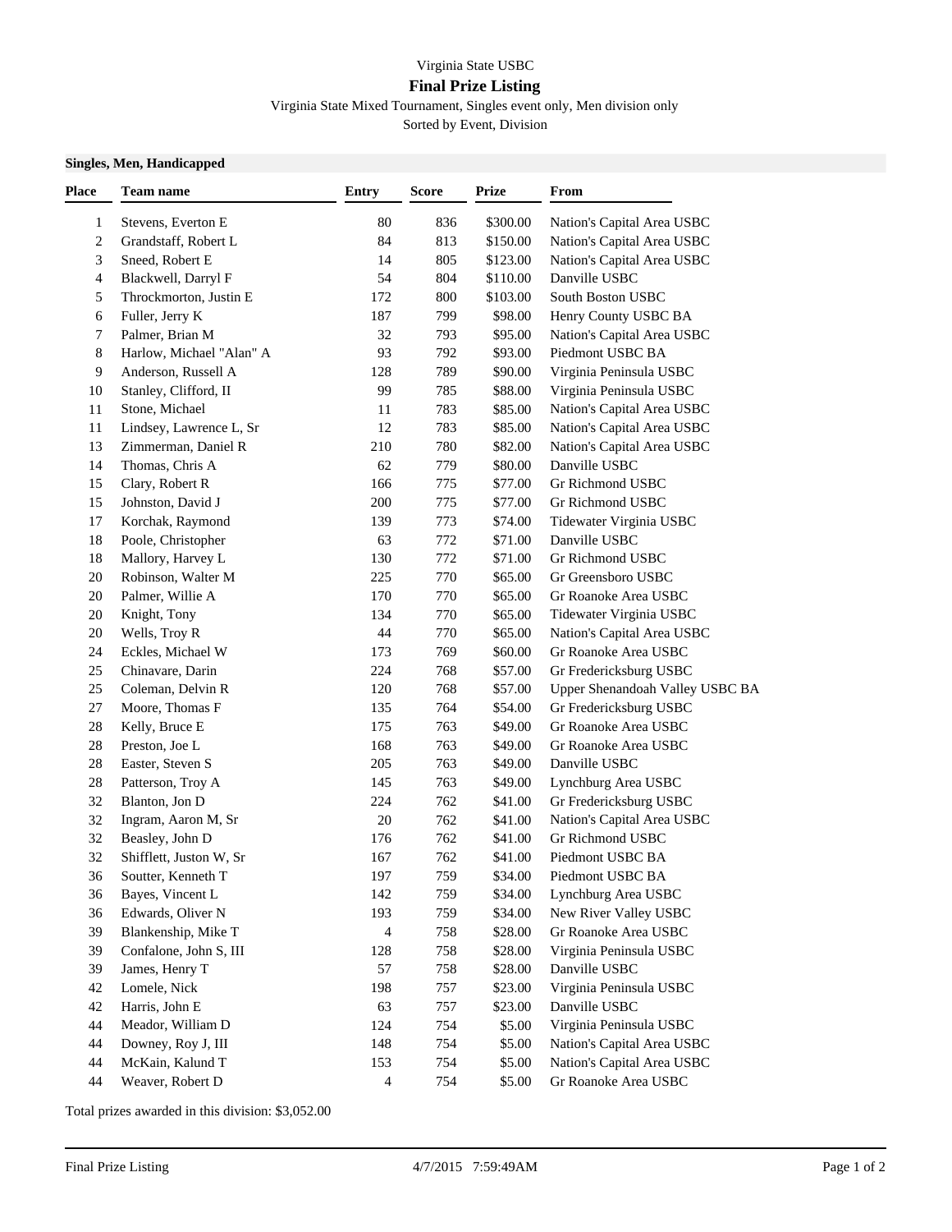Virginia State USBC

# Final Prize Listing

Virginia State Mixed Tournament, Singles event only, Men division only

Sorted by Event, Division

**Singles, Men, Handicapped**

| Place | Team name | Entry | Score | Prize | From |
|---|---|---|---|---|---|
| 1 | Stevens, Everton E | 80 | 836 | $300.00 | Nation's Capital Area USBC |
| 2 | Grandstaff, Robert L | 84 | 813 | $150.00 | Nation's Capital Area USBC |
| 3 | Sneed, Robert E | 14 | 805 | $123.00 | Nation's Capital Area USBC |
| 4 | Blackwell, Darryl F | 54 | 804 | $110.00 | Danville USBC |
| 5 | Throckmorton, Justin E | 172 | 800 | $103.00 | South Boston USBC |
| 6 | Fuller, Jerry K | 187 | 799 | $98.00 | Henry County USBC BA |
| 7 | Palmer, Brian M | 32 | 793 | $95.00 | Nation's Capital Area USBC |
| 8 | Harlow, Michael "Alan" A | 93 | 792 | $93.00 | Piedmont USBC BA |
| 9 | Anderson, Russell A | 128 | 789 | $90.00 | Virginia Peninsula USBC |
| 10 | Stanley, Clifford, II | 99 | 785 | $88.00 | Virginia Peninsula USBC |
| 11 | Stone, Michael | 11 | 783 | $85.00 | Nation's Capital Area USBC |
| 11 | Lindsey, Lawrence L, Sr | 12 | 783 | $85.00 | Nation's Capital Area USBC |
| 13 | Zimmerman, Daniel R | 210 | 780 | $82.00 | Nation's Capital Area USBC |
| 14 | Thomas, Chris A | 62 | 779 | $80.00 | Danville USBC |
| 15 | Clary, Robert R | 166 | 775 | $77.00 | Gr Richmond USBC |
| 15 | Johnston, David J | 200 | 775 | $77.00 | Gr Richmond USBC |
| 17 | Korchak, Raymond | 139 | 773 | $74.00 | Tidewater Virginia USBC |
| 18 | Poole, Christopher | 63 | 772 | $71.00 | Danville USBC |
| 18 | Mallory, Harvey L | 130 | 772 | $71.00 | Gr Richmond USBC |
| 20 | Robinson, Walter M | 225 | 770 | $65.00 | Gr Greensboro USBC |
| 20 | Palmer, Willie A | 170 | 770 | $65.00 | Gr Roanoke Area USBC |
| 20 | Knight, Tony | 134 | 770 | $65.00 | Tidewater Virginia USBC |
| 20 | Wells, Troy R | 44 | 770 | $65.00 | Nation's Capital Area USBC |
| 24 | Eckles, Michael W | 173 | 769 | $60.00 | Gr Roanoke Area USBC |
| 25 | Chinavare, Darin | 224 | 768 | $57.00 | Gr Fredericksburg USBC |
| 25 | Coleman, Delvin R | 120 | 768 | $57.00 | Upper Shenandoah Valley USBC BA |
| 27 | Moore, Thomas F | 135 | 764 | $54.00 | Gr Fredericksburg USBC |
| 28 | Kelly, Bruce E | 175 | 763 | $49.00 | Gr Roanoke Area USBC |
| 28 | Preston, Joe L | 168 | 763 | $49.00 | Gr Roanoke Area USBC |
| 28 | Easter, Steven S | 205 | 763 | $49.00 | Danville USBC |
| 28 | Patterson, Troy A | 145 | 763 | $49.00 | Lynchburg Area USBC |
| 32 | Blanton, Jon D | 224 | 762 | $41.00 | Gr Fredericksburg USBC |
| 32 | Ingram, Aaron M, Sr | 20 | 762 | $41.00 | Nation's Capital Area USBC |
| 32 | Beasley, John D | 176 | 762 | $41.00 | Gr Richmond USBC |
| 32 | Shifflett, Juston W, Sr | 167 | 762 | $41.00 | Piedmont USBC BA |
| 36 | Soutter, Kenneth T | 197 | 759 | $34.00 | Piedmont USBC BA |
| 36 | Bayes, Vincent L | 142 | 759 | $34.00 | Lynchburg Area USBC |
| 36 | Edwards, Oliver N | 193 | 759 | $34.00 | New River Valley USBC |
| 39 | Blankenship, Mike T | 4 | 758 | $28.00 | Gr Roanoke Area USBC |
| 39 | Confalone, John S, III | 128 | 758 | $28.00 | Virginia Peninsula USBC |
| 39 | James, Henry T | 57 | 758 | $28.00 | Danville USBC |
| 42 | Lomele, Nick | 198 | 757 | $23.00 | Virginia Peninsula USBC |
| 42 | Harris, John E | 63 | 757 | $23.00 | Danville USBC |
| 44 | Meador, William D | 124 | 754 | $5.00 | Virginia Peninsula USBC |
| 44 | Downey, Roy J, III | 148 | 754 | $5.00 | Nation's Capital Area USBC |
| 44 | McKain, Kalund T | 153 | 754 | $5.00 | Nation's Capital Area USBC |
| 44 | Weaver, Robert D | 4 | 754 | $5.00 | Gr Roanoke Area USBC |

Total prizes awarded in this division: $3,052.00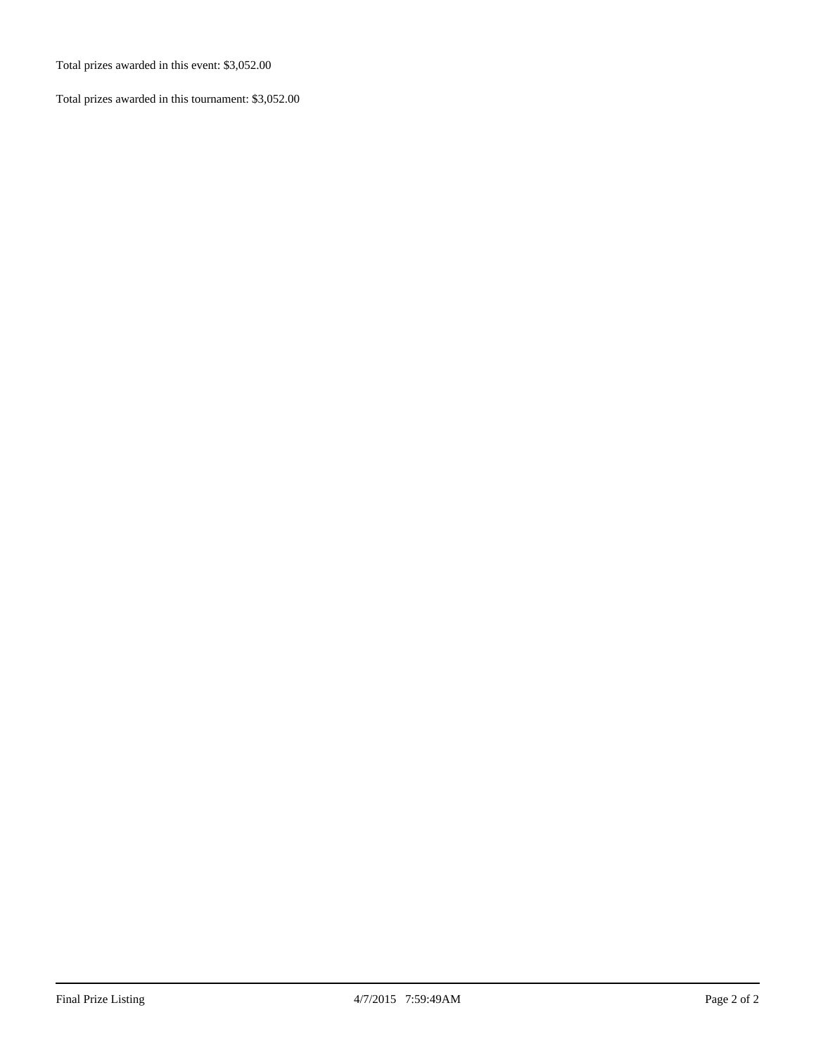Total prizes awarded in this event: $3,052.00

Total prizes awarded in this tournament: $3,052.00